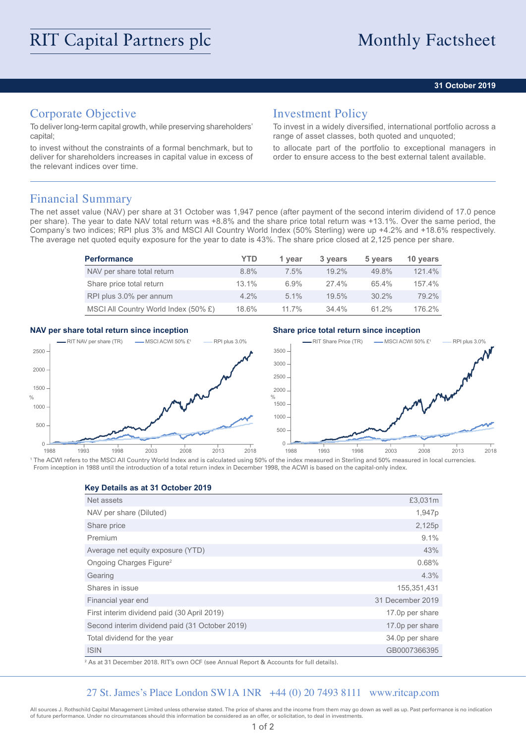# RIT Capital Partners plc

# Monthly Factsheet

**31 October 2019**

## Corporate Objective

To deliver long-term capital growth, while preserving shareholders' capital;

to invest without the constraints of a formal benchmark, but to deliver for shareholders increases in capital value in excess of the relevant indices over time.

## Investment Policy

To invest in a widely diversified, international portfolio across a range of asset classes, both quoted and unquoted;

to allocate part of the portfolio to exceptional managers in order to ensure access to the best external talent available.

## Financial Summary

The net asset value (NAV) per share at 31 October was 1,947 pence (after payment of the second interim dividend of 17.0 pence per share). The year to date NAV total return was +8.8% and the share price total return was +13.1%. Over the same period, the Company's two indices; RPI plus 3% and MSCI All Country World Index (50% Sterling) were up +4.2% and +18.6% respectively. The average net quoted equity exposure for the year to date is 43%. The share price closed at 2,125 pence per share.

| Performance | YTD | 1 year | 3 years | 5 years | 10 years |
|---|---|---|---|---|---|
| NAV per share total return | 8.8% | 7.5% | 19.2% | 49.8% | 121.4% |
| Share price total return | 13.1% | 6.9% | 27.4% | 65.4% | 157.4% |
| RPI plus 3.0% per annum | 4.2% | 5.1% | 19.5% | 30.2% | 79.2% |
| MSCI All Country World Index (50% £) | 18.6% | 11.7% | 34.4% | 61.2% | 176.2% |

**NAV per share total return since inception**

**Share price total return since inception**

[1] The ACWI refers to the MSCI All Country World Index and is calculated using 50% of the index measured in Sterling and 50% measured in local currencies. From inception in 1988 until the introduction of a total return index in December 1998, the ACWI is based on the capital-only index.

**Key Details as at 31 October 2019**

| | |
|---|---|
| Net assets | £3,031m |
| NAV per share (Diluted) | 1,947p |
| Share price | 2,125p |
| Premium | 9.1% |
| Average net equity exposure (YTD) | 43% |
| Ongoing Charges Figure[2] | 0.68% |
| Gearing | 4.3% |
| Shares in issue | 155,351,431 |
| Financial year end | 31 December 2019 |
| First interim dividend paid (30 April 2019) | 17.0p per share |
| Second interim dividend paid (31 October 2019) | 17.0p per share |
| Total dividend for the year | 34.0p per share |
| ISIN | GB0007366395 |

[2] As at 31 December 2018. RIT's own OCF (see Annual Report & Accounts for full details).

27 St. James's Place London SW1A 1NR +44 (0) 20 7493 8111 www.ritcap.com

All sources J. Rothschild Capital Management Limited unless otherwise stated. The price of shares and the income from them may go down as well as up. Past performance is no indication of future performance. Under no circumstances should this information be considered as an offer, or solicitation, to deal in investments.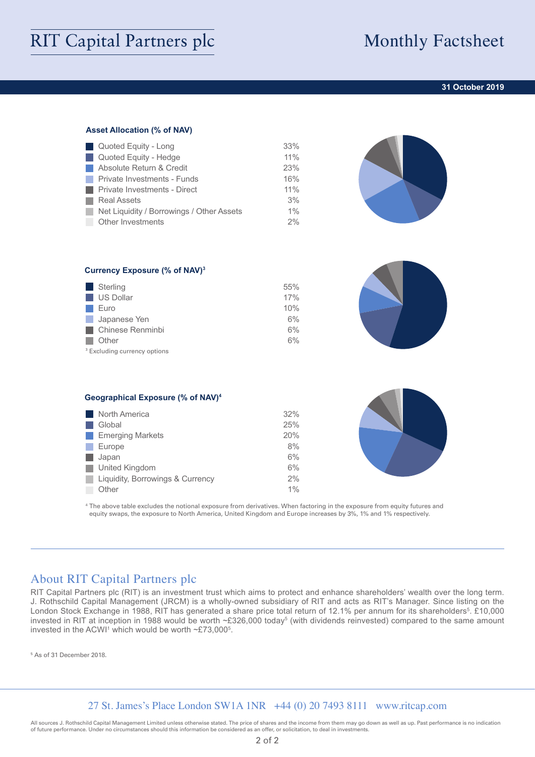# RIT Capital Partners plc

# Monthly Factsheet

**31 October 2019**

### Asset Allocation (% of NAV)

| | |
|---|---|
| Quoted Equity - Long | 33% |
| Quoted Equity - Hedge | 11% |
| Absolute Return & Credit | 23% |
| Private Investments - Funds | 16% |
| Private Investments - Direct | 11% |
| Real Assets | 3% |
| Net Liquidity / Borrowings / Other Assets | 1% |
| Other Investments | 2% |

### Currency Exposure (% of NAV)[3]

| | |
|---|---|
| Sterling | 55% |
| US Dollar | 17% |
| Euro | 10% |
| Japanese Yen | 6% |
| Chinese Renminbi | 6% |
| Other | 6% |

[3] Excluding currency options

### Geographical Exposure (% of NAV)[4]

| | |
|---|---|
| North America | 32% |
| Global | 25% |
| Emerging Markets | 20% |
| Europe | 8% |
| Japan | 6% |
| United Kingdom | 6% |
| Liquidity, Borrowings & Currency | 2% |
| Other | 1% |

[4] The above table excludes the notional exposure from derivatives. When factoring in the exposure from equity futures and equity swaps, the exposure to North America, United Kingdom and Europe increases by 3%, 1% and 1% respectively.

## About RIT Capital Partners plc

RIT Capital Partners plc (RIT) is an investment trust which aims to protect and enhance shareholders' wealth over the long term. J. Rothschild Capital Management (JRCM) is a wholly-owned subsidiary of RIT and acts as RIT's Manager. Since listing on the London Stock Exchange in 1988, RIT has generated a share price total return of 12.1% per annum for its shareholders[5]. £10,000 invested in RIT at inception in 1988 would be worth ~£326,000 today[5] (with dividends reinvested) compared to the same amount invested in the ACWI[1] which would be worth ~£73,000[5].

[5] As of 31 December 2018.

27 St. James's Place London SW1A 1NR +44 (0) 20 7493 8111 www.ritcap.com

All sources J. Rothschild Capital Management Limited unless otherwise stated. The price of shares and the income from them may go down as well as up. Past performance is no indication of future performance. Under no circumstances should this information be considered as an offer, or solicitation, to deal in investments.